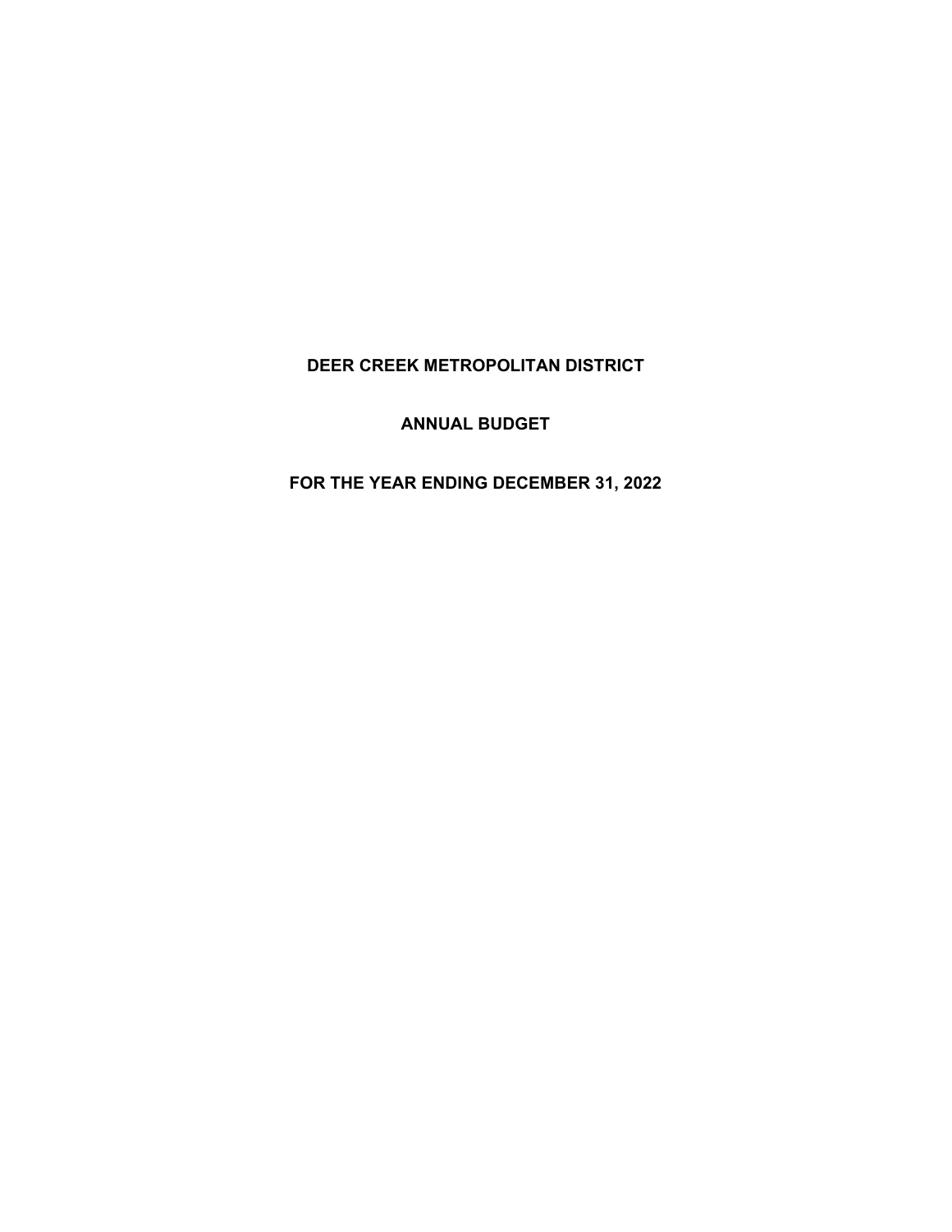# DEER CREEK METROPOLITAN DISTRICT

## ANNUAL BUDGET

## FOR THE YEAR ENDING DECEMBER 31, 2022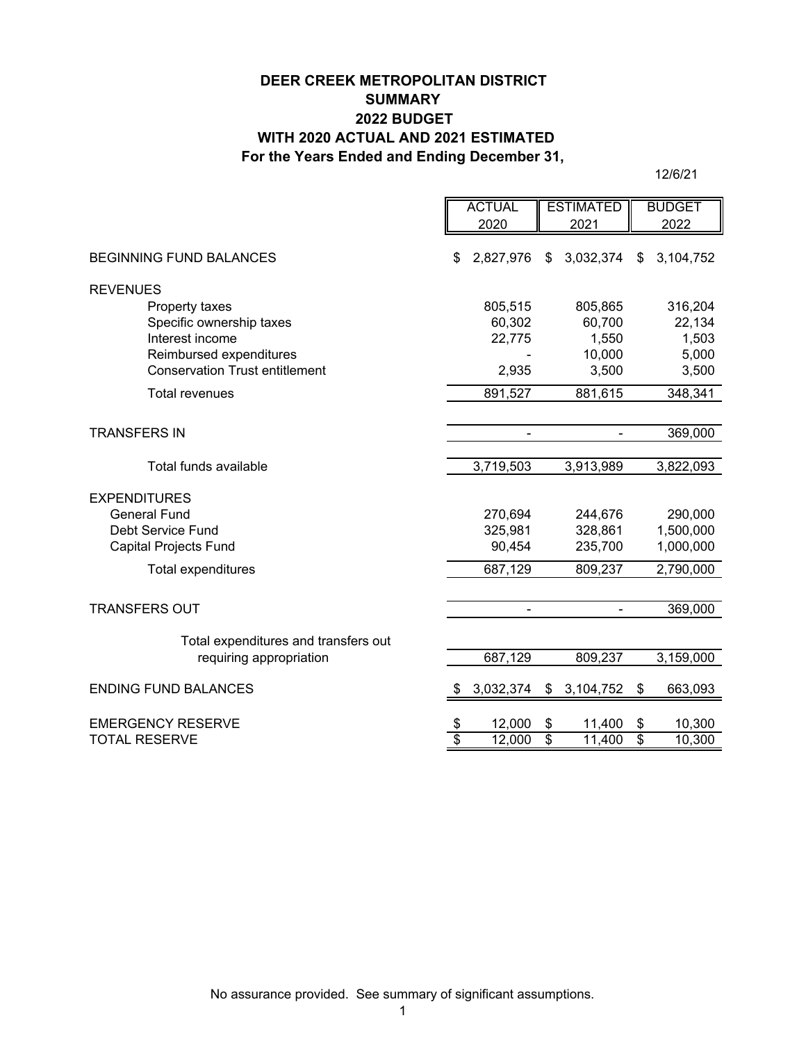# DEER CREEK METROPOLITAN DISTRICT
## SUMMARY
## 2022 BUDGET
## WITH 2020 ACTUAL AND 2021 ESTIMATED
## For the Years Ended and Ending December 31,

12/6/21

| | ACTUAL 2020 | ESTIMATED 2021 | BUDGET 2022 |
|---|---|---|---|
| BEGINNING FUND BALANCES | $ 2,827,976 | $ 3,032,374 | $ 3,104,752 |
| REVENUES | | | |
| Property taxes | 805,515 | 805,865 | 316,204 |
| Specific ownership taxes | 60,302 | 60,700 | 22,134 |
| Interest income | 22,775 | 1,550 | 1,503 |
| Reimbursed expenditures | - | 10,000 | 5,000 |
| Conservation Trust entitlement | 2,935 | 3,500 | 3,500 |
| Total revenues | 891,527 | 881,615 | 348,341 |
| TRANSFERS IN | - | - | 369,000 |
| Total funds available | 3,719,503 | 3,913,989 | 3,822,093 |
| EXPENDITURES | | | |
| General Fund | 270,694 | 244,676 | 290,000 |
| Debt Service Fund | 325,981 | 328,861 | 1,500,000 |
| Capital Projects Fund | 90,454 | 235,700 | 1,000,000 |
| Total expenditures | 687,129 | 809,237 | 2,790,000 |
| TRANSFERS OUT | - | - | 369,000 |
| Total expenditures and transfers out requiring appropriation | 687,129 | 809,237 | 3,159,000 |
| ENDING FUND BALANCES | $ 3,032,374 | $ 3,104,752 | $ 663,093 |
| EMERGENCY RESERVE | $ 12,000 | $ 11,400 | $ 10,300 |
| TOTAL RESERVE | $ 12,000 | $ 11,400 | $ 10,300 |

No assurance provided. See summary of significant assumptions.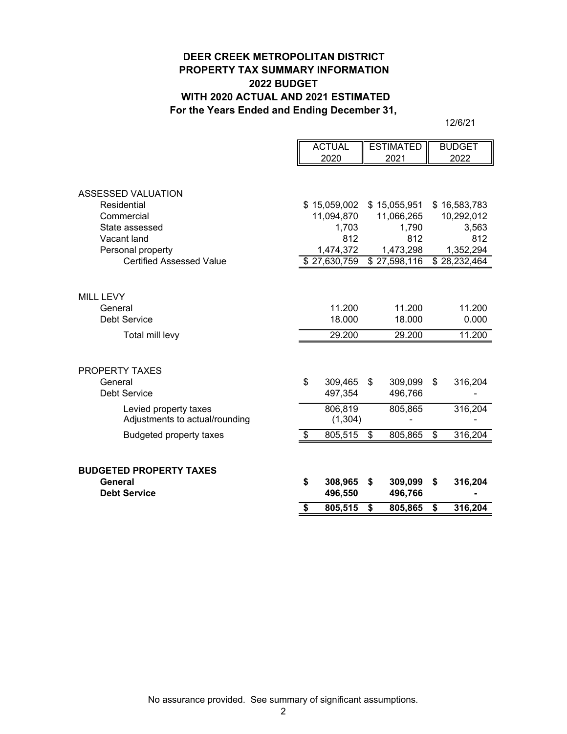# DEER CREEK METROPOLITAN DISTRICT
# PROPERTY TAX SUMMARY INFORMATION
# 2022 BUDGET
# WITH 2020 ACTUAL AND 2021 ESTIMATED
# For the Years Ended and Ending December 31,

12/6/21

| | ACTUAL 2020 | ESTIMATED 2021 | BUDGET 2022 |
|---|---|---|---|
| ASSESSED VALUATION | | | |
| Residential | $ 15,059,002 | $ 15,055,951 | $ 16,583,783 |
| Commercial | 11,094,870 | 11,066,265 | 10,292,012 |
| State assessed | 1,703 | 1,790 | 3,563 |
| Vacant land | 812 | 812 | 812 |
| Personal property | 1,474,372 | 1,473,298 | 1,352,294 |
| Certified Assessed Value | $ 27,630,759 | $ 27,598,116 | $ 28,232,464 |
| | | | |
| MILL LEVY | | | |
| General | 11.200 | 11.200 | 11.200 |
| Debt Service | 18.000 | 18.000 | 0.000 |
| Total mill levy | 29.200 | 29.200 | 11.200 |
| | | | |
| PROPERTY TAXES | | | |
| General | $ 309,465 | $ 309,099 | $ 316,204 |
| Debt Service | 497,354 | 496,766 | - |
| Levied property taxes | 806,819 | 805,865 | 316,204 |
| Adjustments to actual/rounding | (1,304) | - | - |
| Budgeted property taxes | $ 805,515 | $ 805,865 | $ 316,204 |
| | | | |
| **BUDGETED PROPERTY TAXES** | | | |
| **General** | **$ 308,965** | **$ 309,099** | **$ 316,204** |
| **Debt Service** | **496,550** | **496,766** | **-** |
| | **$ 805,515** | **$ 805,865** | **$ 316,204** |

No assurance provided. See summary of significant assumptions.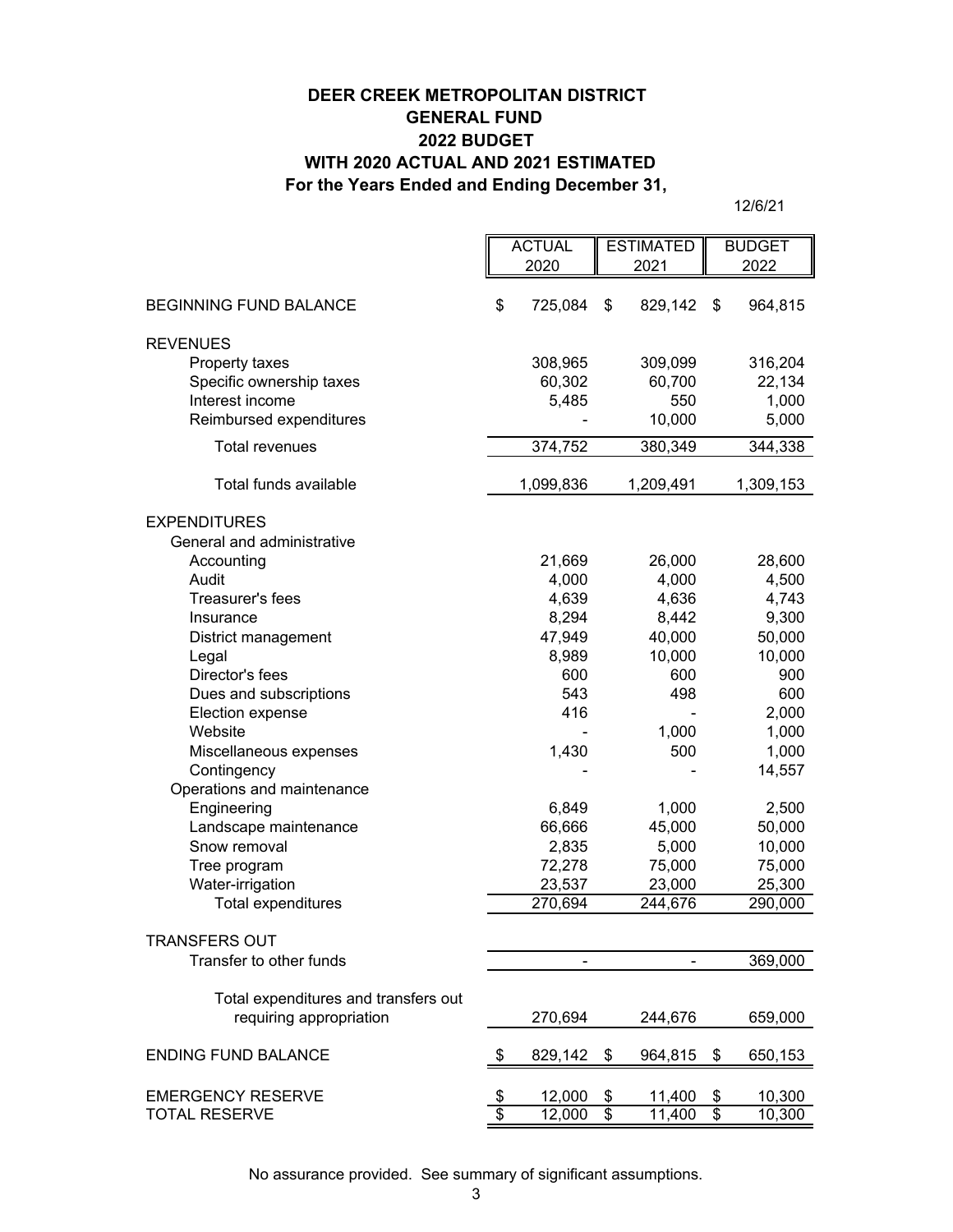# DEER CREEK METROPOLITAN DISTRICT
## GENERAL FUND
## 2022 BUDGET
## WITH 2020 ACTUAL AND 2021 ESTIMATED
## For the Years Ended and Ending December 31,

12/6/21

| | ACTUAL 2020 | ESTIMATED 2021 | BUDGET 2022 |
|---|---|---|---|
| BEGINNING FUND BALANCE | $ 725,084 | $ 829,142 | $ 964,815 |
| REVENUES | | | |
| Property taxes | 308,965 | 309,099 | 316,204 |
| Specific ownership taxes | 60,302 | 60,700 | 22,134 |
| Interest income | 5,485 | 550 | 1,000 |
| Reimbursed expenditures | - | 10,000 | 5,000 |
| Total revenues | 374,752 | 380,349 | 344,338 |
| Total funds available | 1,099,836 | 1,209,491 | 1,309,153 |
| EXPENDITURES | | | |
| General and administrative | | | |
| Accounting | 21,669 | 26,000 | 28,600 |
| Audit | 4,000 | 4,000 | 4,500 |
| Treasurer's fees | 4,639 | 4,636 | 4,743 |
| Insurance | 8,294 | 8,442 | 9,300 |
| District management | 47,949 | 40,000 | 50,000 |
| Legal | 8,989 | 10,000 | 10,000 |
| Director's fees | 600 | 600 | 900 |
| Dues and subscriptions | 543 | 498 | 600 |
| Election expense | 416 | - | 2,000 |
| Website | - | 1,000 | 1,000 |
| Miscellaneous expenses | 1,430 | 500 | 1,000 |
| Contingency | - | - | 14,557 |
| Operations and maintenance | | | |
| Engineering | 6,849 | 1,000 | 2,500 |
| Landscape maintenance | 66,666 | 45,000 | 50,000 |
| Snow removal | 2,835 | 5,000 | 10,000 |
| Tree program | 72,278 | 75,000 | 75,000 |
| Water-irrigation | 23,537 | 23,000 | 25,300 |
| Total expenditures | 270,694 | 244,676 | 290,000 |
| TRANSFERS OUT | | | |
| Transfer to other funds | - | - | 369,000 |
| Total expenditures and transfers out requiring appropriation | 270,694 | 244,676 | 659,000 |
| ENDING FUND BALANCE | $ 829,142 | $ 964,815 | $ 650,153 |
| EMERGENCY RESERVE | $ 12,000 | $ 11,400 | $ 10,300 |
| TOTAL RESERVE | $ 12,000 | $ 11,400 | $ 10,300 |

No assurance provided. See summary of significant assumptions.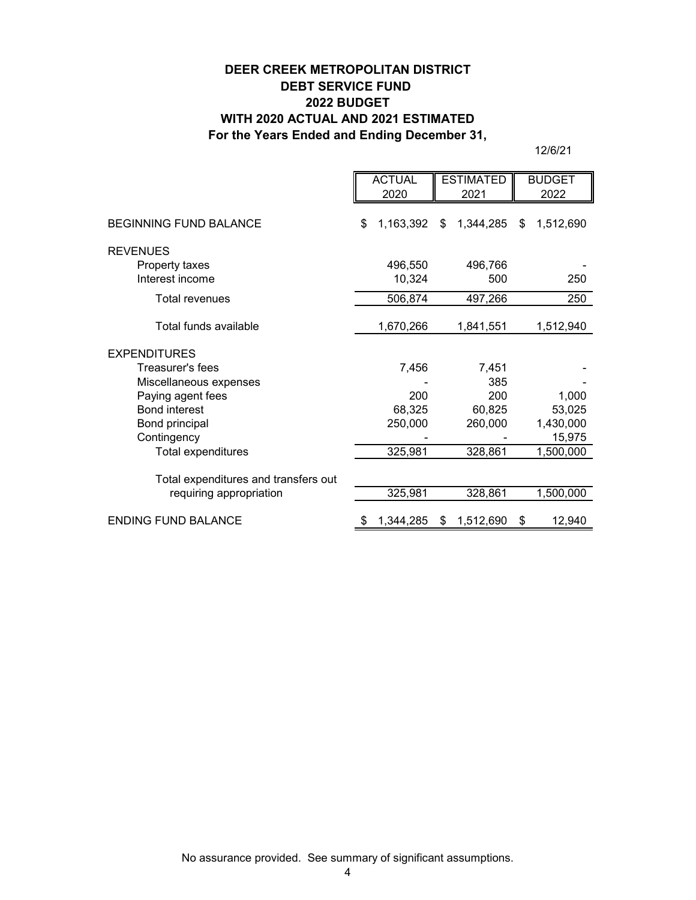# DEER CREEK METROPOLITAN DISTRICT
## DEBT SERVICE FUND
## 2022 BUDGET
## WITH 2020 ACTUAL AND 2021 ESTIMATED
## For the Years Ended and Ending December 31,

12/6/21

| | ACTUAL 2020 | ESTIMATED 2021 | BUDGET 2022 |
|---|---|---|---|
| BEGINNING FUND BALANCE | $ 1,163,392 | $ 1,344,285 | $ 1,512,690 |
| REVENUES | | | |
| Property taxes | 496,550 | 496,766 | - |
| Interest income | 10,324 | 500 | 250 |
| Total revenues | 506,874 | 497,266 | 250 |
| Total funds available | 1,670,266 | 1,841,551 | 1,512,940 |
| EXPENDITURES | | | |
| Treasurer's fees | 7,456 | 7,451 | - |
| Miscellaneous expenses | - | 385 | - |
| Paying agent fees | 200 | 200 | 1,000 |
| Bond interest | 68,325 | 60,825 | 53,025 |
| Bond principal | 250,000 | 260,000 | 1,430,000 |
| Contingency | - | - | 15,975 |
| Total expenditures | 325,981 | 328,861 | 1,500,000 |
| Total expenditures and transfers out requiring appropriation | 325,981 | 328,861 | 1,500,000 |
| ENDING FUND BALANCE | $ 1,344,285 | $ 1,512,690 | $ 12,940 |

No assurance provided. See summary of significant assumptions.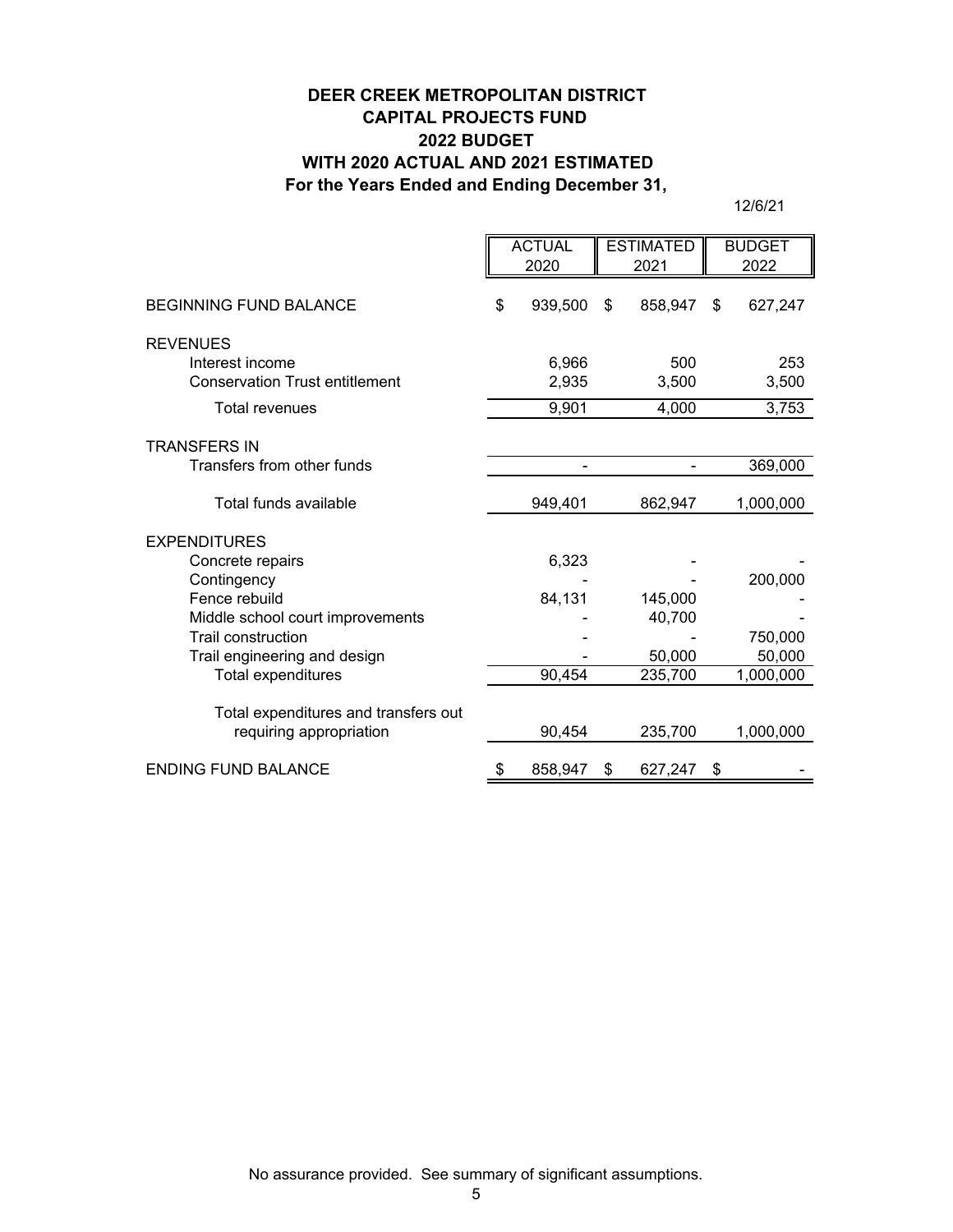# DEER CREEK METROPOLITAN DISTRICT
## CAPITAL PROJECTS FUND
## 2022 BUDGET
## WITH 2020 ACTUAL AND 2021 ESTIMATED
## For the Years Ended and Ending December 31,

12/6/21

| | ACTUAL 2020 | ESTIMATED 2021 | BUDGET 2022 |
|---|---|---|---|
| BEGINNING FUND BALANCE | $ 939,500 | $ 858,947 | $ 627,247 |
| REVENUES | | | |
| Interest income | 6,966 | 500 | 253 |
| Conservation Trust entitlement | 2,935 | 3,500 | 3,500 |
| Total revenues | 9,901 | 4,000 | 3,753 |
| TRANSFERS IN | | | |
| Transfers from other funds | - | - | 369,000 |
| Total funds available | 949,401 | 862,947 | 1,000,000 |
| EXPENDITURES | | | |
| Concrete repairs | 6,323 | - | - |
| Contingency | - | - | 200,000 |
| Fence rebuild | 84,131 | 145,000 | - |
| Middle school court improvements | - | 40,700 | - |
| Trail construction | - | - | 750,000 |
| Trail engineering and design | - | 50,000 | 50,000 |
| Total expenditures | 90,454 | 235,700 | 1,000,000 |
| Total expenditures and transfers out requiring appropriation | 90,454 | 235,700 | 1,000,000 |
| ENDING FUND BALANCE | $ 858,947 | $ 627,247 | $ - |

No assurance provided. See summary of significant assumptions.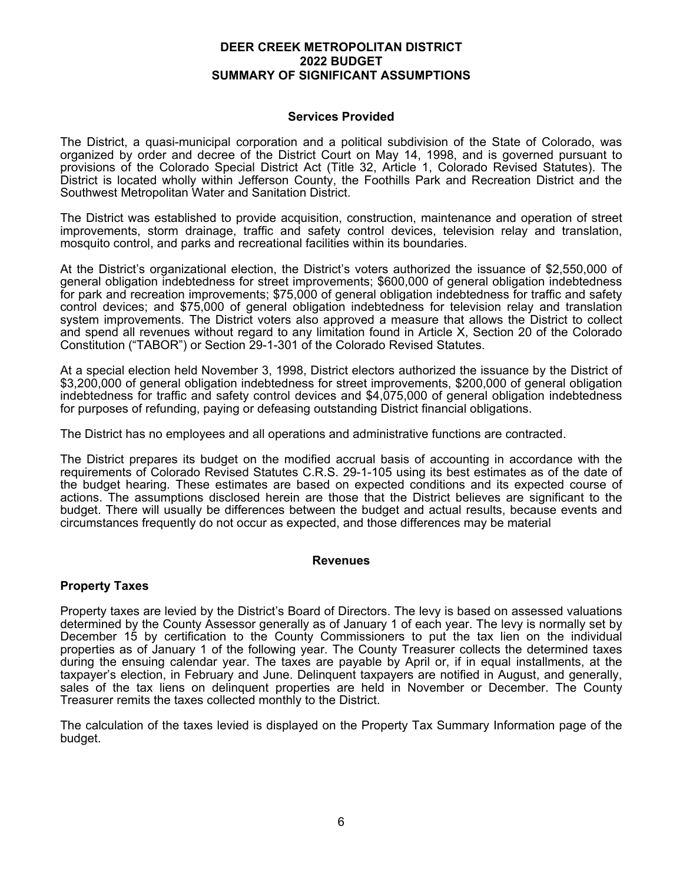# DEER CREEK METROPOLITAN DISTRICT
## 2022 BUDGET
## SUMMARY OF SIGNIFICANT ASSUMPTIONS

### Services Provided

The District, a quasi-municipal corporation and a political subdivision of the State of Colorado, was organized by order and decree of the District Court on May 14, 1998, and is governed pursuant to provisions of the Colorado Special District Act (Title 32, Article 1, Colorado Revised Statutes). The District is located wholly within Jefferson County, the Foothills Park and Recreation District and the Southwest Metropolitan Water and Sanitation District.

The District was established to provide acquisition, construction, maintenance and operation of street improvements, storm drainage, traffic and safety control devices, television relay and translation, mosquito control, and parks and recreational facilities within its boundaries.

At the District's organizational election, the District's voters authorized the issuance of $2,550,000 of general obligation indebtedness for street improvements; $600,000 of general obligation indebtedness for park and recreation improvements; $75,000 of general obligation indebtedness for traffic and safety control devices; and $75,000 of general obligation indebtedness for television relay and translation system improvements. The District voters also approved a measure that allows the District to collect and spend all revenues without regard to any limitation found in Article X, Section 20 of the Colorado Constitution ("TABOR") or Section 29-1-301 of the Colorado Revised Statutes.

At a special election held November 3, 1998, District electors authorized the issuance by the District of $3,200,000 of general obligation indebtedness for street improvements, $200,000 of general obligation indebtedness for traffic and safety control devices and $4,075,000 of general obligation indebtedness for purposes of refunding, paying or defeasing outstanding District financial obligations.

The District has no employees and all operations and administrative functions are contracted.

The District prepares its budget on the modified accrual basis of accounting in accordance with the requirements of Colorado Revised Statutes C.R.S. 29-1-105 using its best estimates as of the date of the budget hearing. These estimates are based on expected conditions and its expected course of actions. The assumptions disclosed herein are those that the District believes are significant to the budget. There will usually be differences between the budget and actual results, because events and circumstances frequently do not occur as expected, and those differences may be material

### Revenues

#### Property Taxes

Property taxes are levied by the District's Board of Directors. The levy is based on assessed valuations determined by the County Assessor generally as of January 1 of each year. The levy is normally set by December 15 by certification to the County Commissioners to put the tax lien on the individual properties as of January 1 of the following year. The County Treasurer collects the determined taxes during the ensuing calendar year. The taxes are payable by April or, if in equal installments, at the taxpayer's election, in February and June. Delinquent taxpayers are notified in August, and generally, sales of the tax liens on delinquent properties are held in November or December. The County Treasurer remits the taxes collected monthly to the District.

The calculation of the taxes levied is displayed on the Property Tax Summary Information page of the budget.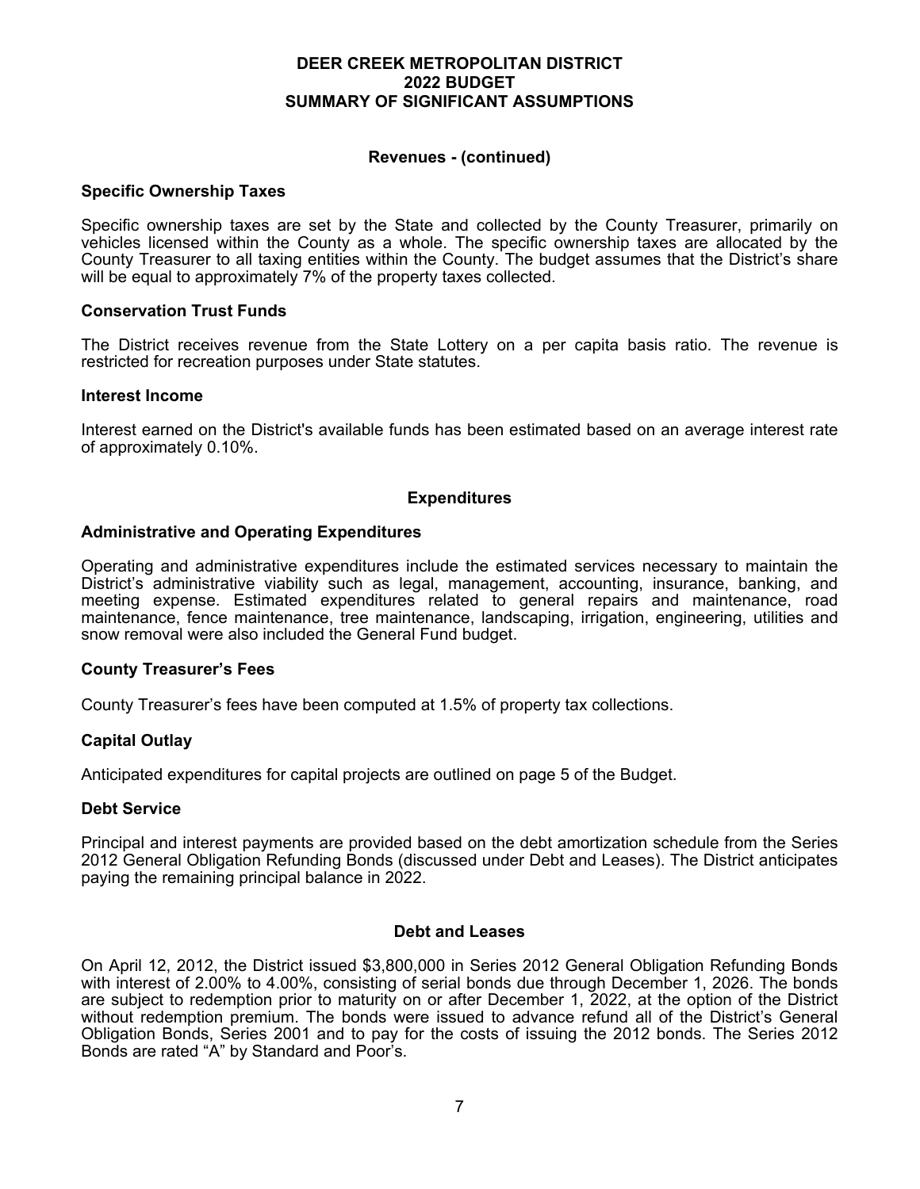# DEER CREEK METROPOLITAN DISTRICT
# 2022 BUDGET
# SUMMARY OF SIGNIFICANT ASSUMPTIONS

## Revenues - (continued)

### Specific Ownership Taxes

Specific ownership taxes are set by the State and collected by the County Treasurer, primarily on vehicles licensed within the County as a whole. The specific ownership taxes are allocated by the County Treasurer to all taxing entities within the County. The budget assumes that the District's share will be equal to approximately 7% of the property taxes collected.

### Conservation Trust Funds

The District receives revenue from the State Lottery on a per capita basis ratio. The revenue is restricted for recreation purposes under State statutes.

### Interest Income

Interest earned on the District's available funds has been estimated based on an average interest rate of approximately 0.10%.

## Expenditures

### Administrative and Operating Expenditures

Operating and administrative expenditures include the estimated services necessary to maintain the District's administrative viability such as legal, management, accounting, insurance, banking, and meeting expense. Estimated expenditures related to general repairs and maintenance, road maintenance, fence maintenance, tree maintenance, landscaping, irrigation, engineering, utilities and snow removal were also included the General Fund budget.

### County Treasurer's Fees

County Treasurer's fees have been computed at 1.5% of property tax collections.

### Capital Outlay

Anticipated expenditures for capital projects are outlined on page 5 of the Budget.

### Debt Service

Principal and interest payments are provided based on the debt amortization schedule from the Series 2012 General Obligation Refunding Bonds (discussed under Debt and Leases). The District anticipates paying the remaining principal balance in 2022.

## Debt and Leases

On April 12, 2012, the District issued $3,800,000 in Series 2012 General Obligation Refunding Bonds with interest of 2.00% to 4.00%, consisting of serial bonds due through December 1, 2026. The bonds are subject to redemption prior to maturity on or after December 1, 2022, at the option of the District without redemption premium. The bonds were issued to advance refund all of the District's General Obligation Bonds, Series 2001 and to pay for the costs of issuing the 2012 bonds. The Series 2012 Bonds are rated "A" by Standard and Poor's.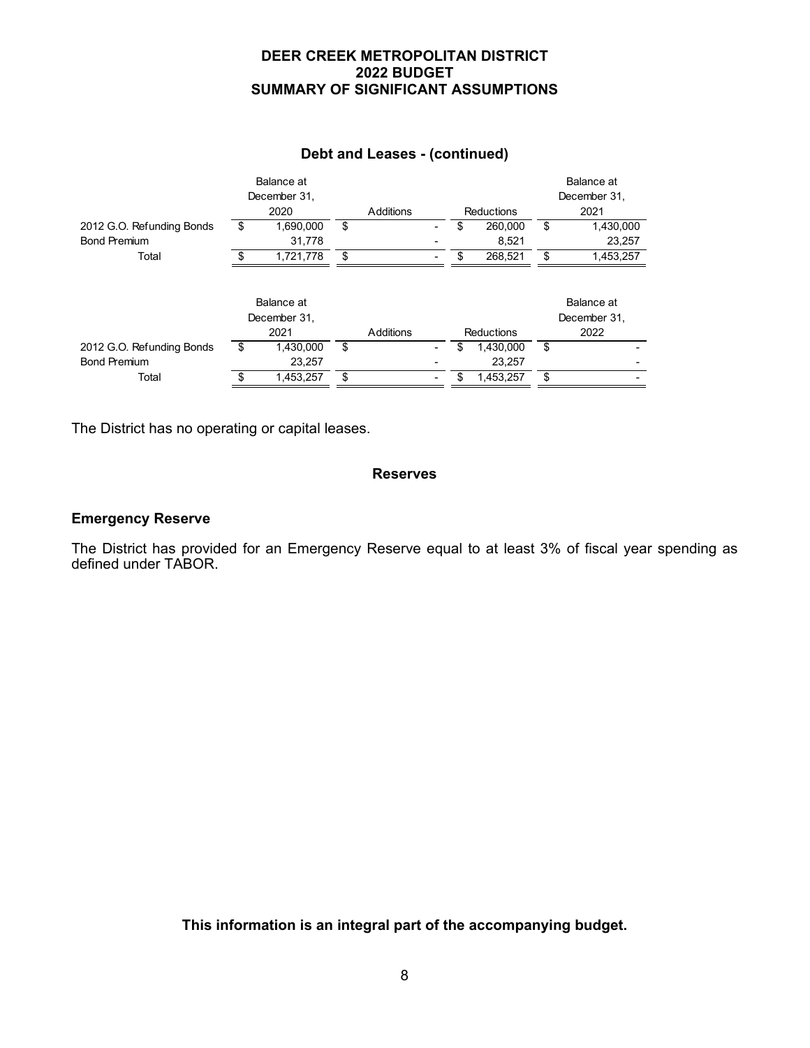# DEER CREEK METROPOLITAN DISTRICT
## 2022 BUDGET
## SUMMARY OF SIGNIFICANT ASSUMPTIONS

### Debt and Leases - (continued)

| | Balance at December 31, 2020 | Additions | Reductions | Balance at December 31, 2021 |
|---|---|---|---|---|
| 2012 G.O. Refunding Bonds | $ 1,690,000 | $ - | $ 260,000 | $ 1,430,000 |
| Bond Premium | 31,778 | - | 8,521 | 23,257 |
| Total | $ 1,721,778 | $ - | $ 268,521 | $ 1,453,257 |

| | Balance at December 31, 2021 | Additions | Reductions | Balance at December 31, 2022 |
|---|---|---|---|---|
| 2012 G.O. Refunding Bonds | $ 1,430,000 | $ - | $ 1,430,000 | $ - |
| Bond Premium | 23,257 | - | 23,257 | - |
| Total | $ 1,453,257 | $ - | $ 1,453,257 | $ - |

The District has no operating or capital leases.

### Reserves

**Emergency Reserve**

The District has provided for an Emergency Reserve equal to at least 3% of fiscal year spending as defined under TABOR.

**This information is an integral part of the accompanying budget.**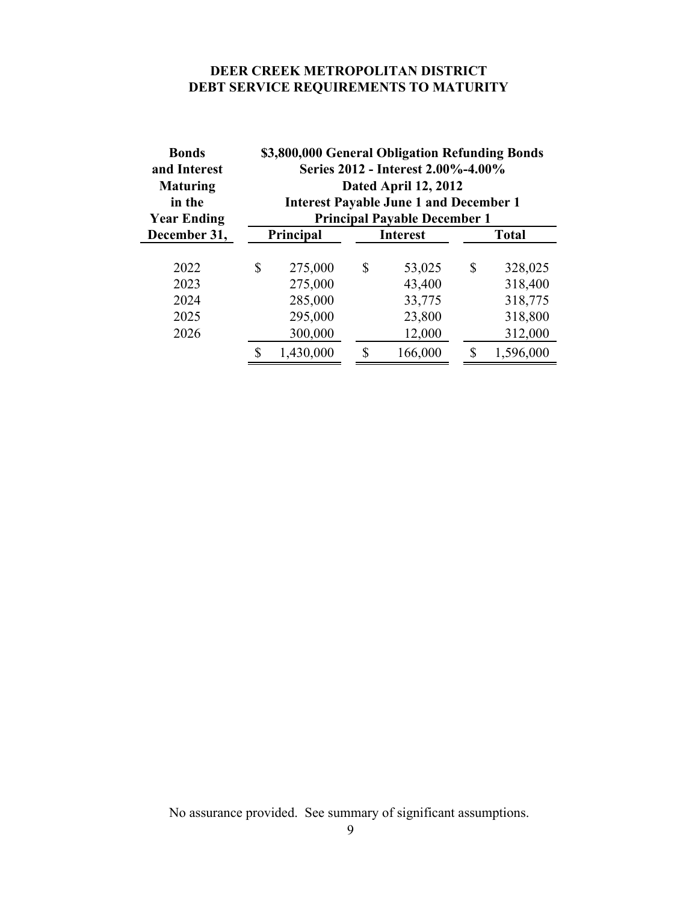# DEER CREEK METROPOLITAN DISTRICT
## DEBT SERVICE REQUIREMENTS TO MATURITY

| Bonds and Interest Maturing in the Year Ending December 31, | \$3,800,000 General Obligation Refunding Bonds Series 2012 - Interest 2.00%-4.00% Dated April 12, 2012 Interest Payable June 1 and December 1 Principal Payable December 1 | | |
|---|---|---|---|
| | Principal | Interest | Total |
| 2022 | $ 275,000 | $ 53,025 | $ 328,025 |
| 2023 | 275,000 | 43,400 | 318,400 |
| 2024 | 285,000 | 33,775 | 318,775 |
| 2025 | 295,000 | 23,800 | 318,800 |
| 2026 | 300,000 | 12,000 | 312,000 |
| | $ 1,430,000 | $ 166,000 | $ 1,596,000 |

No assurance provided. See summary of significant assumptions.